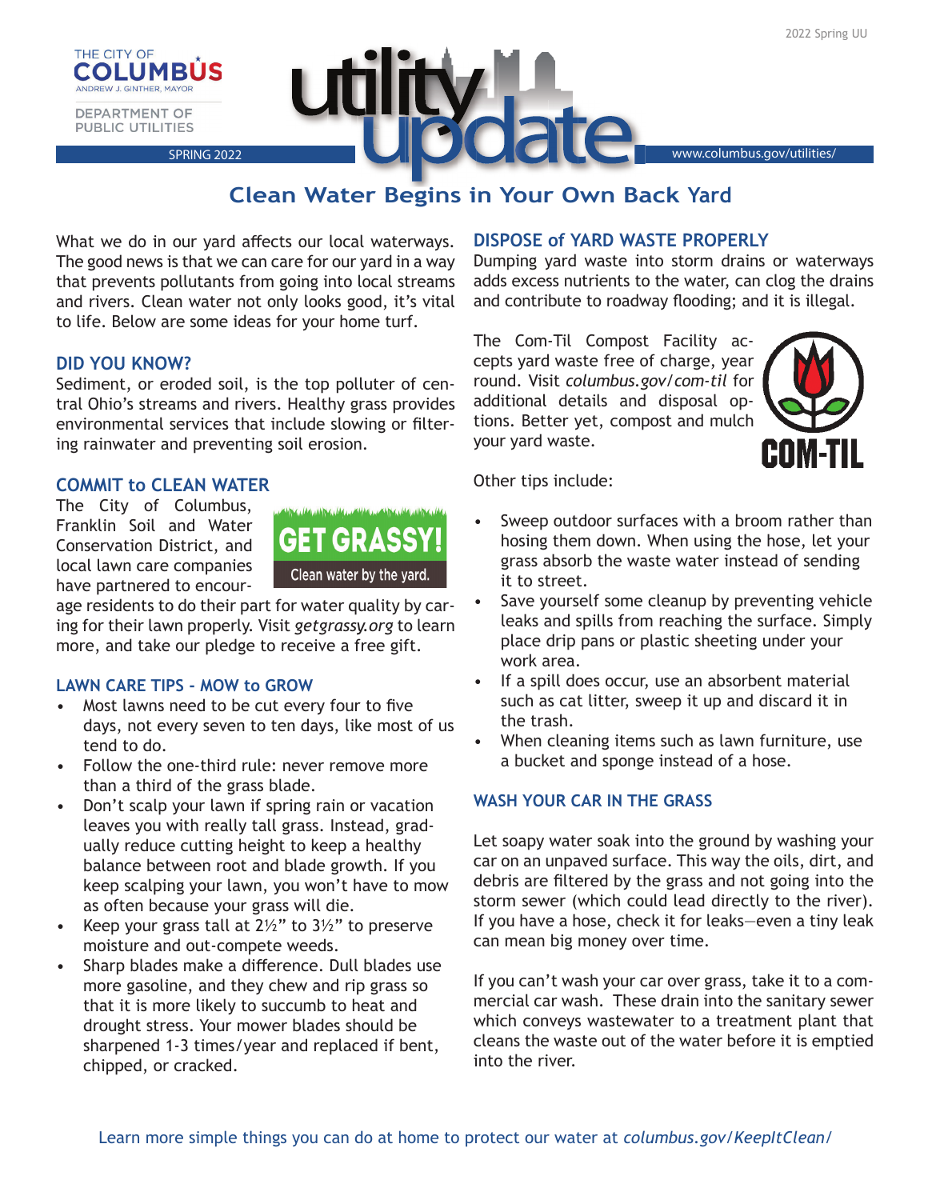THE CITY OF COLUMBUS
ANDREW J. GINTHER, MAYOR

DEPARTMENT OF PUBLIC UTILITIES

SPRING 2022

# utility update

www.columbus.gov/utilities/

## Clean Water Begins in Your Own Back Yard

What we do in our yard affects our local waterways. The good news is that we can care for our yard in a way that prevents pollutants from going into local streams and rivers. Clean water not only looks good, it's vital to life. Below are some ideas for your home turf.

### DID YOU KNOW?

Sediment, or eroded soil, is the top polluter of central Ohio's streams and rivers. Healthy grass provides environmental services that include slowing or filtering rainwater and preventing soil erosion.

### COMMIT to CLEAN WATER

GET GRASSY! Clean water by the yard.

The City of Columbus, Franklin Soil and Water Conservation District, and local lawn care companies have partnered to encourage residents to do their part for water quality by caring for their lawn properly. Visit *getgrassy.org* to learn more, and take our pledge to receive a free gift.

### LAWN CARE TIPS - MOW to GROW

- Most lawns need to be cut every four to five days, not every seven to ten days, like most of us tend to do.
- Follow the one-third rule: never remove more than a third of the grass blade.
- Don't scalp your lawn if spring rain or vacation leaves you with really tall grass. Instead, gradually reduce cutting height to keep a healthy balance between root and blade growth. If you keep scalping your lawn, you won't have to mow as often because your grass will die.
- Keep your grass tall at 2½" to 3½" to preserve moisture and out-compete weeds.
- Sharp blades make a difference. Dull blades use more gasoline, and they chew and rip grass so that it is more likely to succumb to heat and drought stress. Your mower blades should be sharpened 1-3 times/year and replaced if bent, chipped, or cracked.

### DISPOSE of YARD WASTE PROPERLY

Dumping yard waste into storm drains or waterways adds excess nutrients to the water, can clog the drains and contribute to roadway flooding; and it is illegal.

The Com-Til Compost Facility accepts yard waste free of charge, year round. Visit *columbus.gov/com-til* for additional details and disposal options. Better yet, compost and mulch your yard waste.

COM-TIL

Other tips include:

- Sweep outdoor surfaces with a broom rather than hosing them down. When using the hose, let your grass absorb the waste water instead of sending it to street.
- Save yourself some cleanup by preventing vehicle leaks and spills from reaching the surface. Simply place drip pans or plastic sheeting under your work area.
- If a spill does occur, use an absorbent material such as cat litter, sweep it up and discard it in the trash.
- When cleaning items such as lawn furniture, use a bucket and sponge instead of a hose.

### WASH YOUR CAR IN THE GRASS

Let soapy water soak into the ground by washing your car on an unpaved surface. This way the oils, dirt, and debris are filtered by the grass and not going into the storm sewer (which could lead directly to the river). If you have a hose, check it for leaks—even a tiny leak can mean big money over time.

If you can't wash your car over grass, take it to a commercial car wash. These drain into the sanitary sewer which conveys wastewater to a treatment plant that cleans the waste out of the water before it is emptied into the river.

Learn more simple things you can do at home to protect our water at *columbus.gov/KeepItClean/*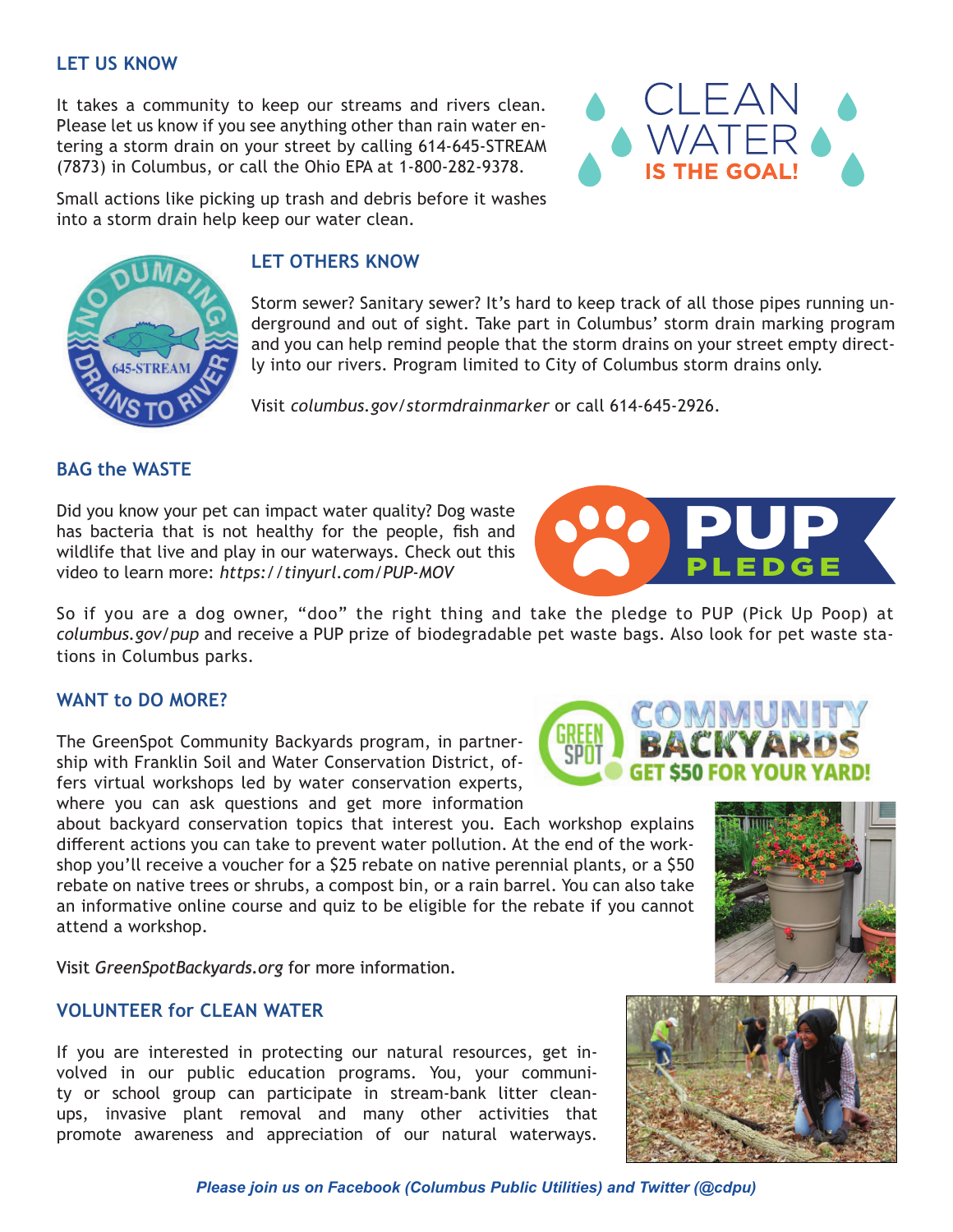## LET US KNOW

It takes a community to keep our streams and rivers clean. Please let us know if you see anything other than rain water entering a storm drain on your street by calling 614-645-STREAM (7873) in Columbus, or call the Ohio EPA at 1-800-282-9378.

Small actions like picking up trash and debris before it washes into a storm drain help keep our water clean.

## LET OTHERS KNOW

Storm sewer? Sanitary sewer? It's hard to keep track of all those pipes running underground and out of sight. Take part in Columbus' storm drain marking program and you can help remind people that the storm drains on your street empty directly into our rivers. Program limited to City of Columbus storm drains only.

Visit *columbus.gov/stormdrainmarker* or call 614-645-2926.

## BAG the WASTE

Did you know your pet can impact water quality? Dog waste has bacteria that is not healthy for the people, fish and wildlife that live and play in our waterways. Check out this video to learn more: *https://tinyurl.com/PUP-MOV*

So if you are a dog owner, "doo" the right thing and take the pledge to PUP (Pick Up Poop) at *columbus.gov/pup* and receive a PUP prize of biodegradable pet waste bags. Also look for pet waste stations in Columbus parks.

## WANT to DO MORE?

The GreenSpot Community Backyards program, in partnership with Franklin Soil and Water Conservation District, offers virtual workshops led by water conservation experts, where you can ask questions and get more information about backyard conservation topics that interest you. Each workshop explains different actions you can take to prevent water pollution. At the end of the workshop you'll receive a voucher for a $25 rebate on native perennial plants, or a $50 rebate on native trees or shrubs, a compost bin, or a rain barrel. You can also take an informative online course and quiz to be eligible for the rebate if you cannot attend a workshop.

Visit *GreenSpotBackyards.org* for more information.

## VOLUNTEER for CLEAN WATER

If you are interested in protecting our natural resources, get involved in our public education programs. You, your community or school group can participate in stream-bank litter clean-ups, invasive plant removal and many other activities that promote awareness and appreciation of our natural waterways.

***Please join us on Facebook (Columbus Public Utilities) and Twitter (@cdpu)***